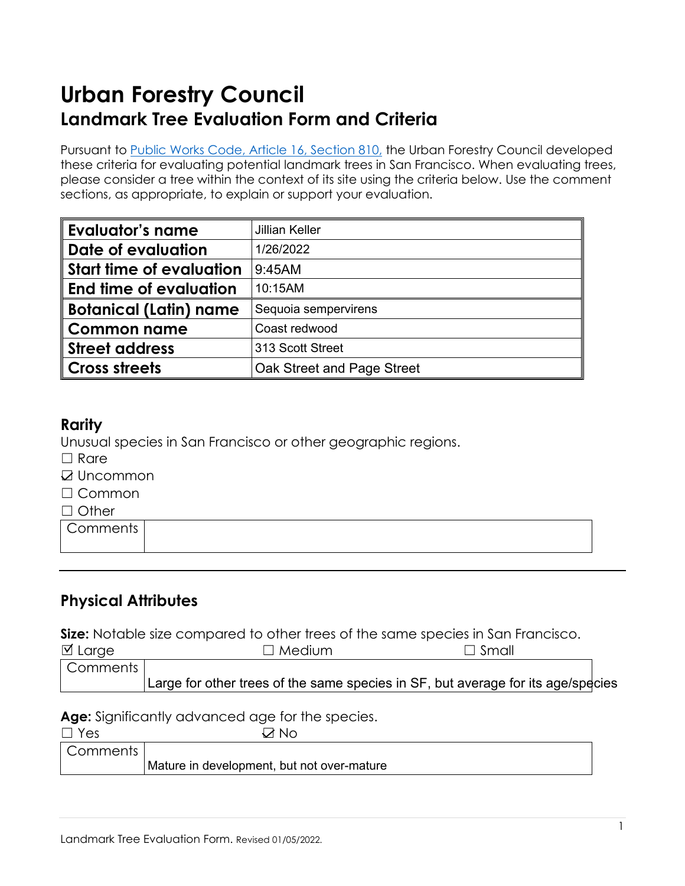# Urban Forestry Council

## Landmark Tree Evaluation Form and Criteria

Pursuant to [Public Works Code, Article 16, Section 810,](#) the Urban Forestry Council developed these criteria for evaluating potential landmark trees in San Francisco. When evaluating trees, please consider a tree within the context of its site using the criteria below. Use the comment sections, as appropriate, to explain or support your evaluation.

| | |
|---|---|
| **Evaluator's name** | Jillian Keller |
| **Date of evaluation** | 1/26/2022 |
| **Start time of evaluation** | 9:45AM |
| **End time of evaluation** | 10:15AM |
| **Botanical (Latin) name** | Sequoia sempervirens |
| **Common name** | Coast redwood |
| **Street address** | 313 Scott Street |
| **Cross streets** | Oak Street and Page Street |

### Rarity

Unusual species in San Francisco or other geographic regions.

☐ Rare
☑ Uncommon
☐ Common
☐ Other

| Comments | |
|---|---|

---

### Physical Attributes

**Size:** Notable size compared to other trees of the same species in San Francisco.

☑ Large ☐ Medium ☐ Small

| Comments | Large for other trees of the same species in SF, but average for its age/species |
|---|---|

**Age:** Significantly advanced age for the species.

☐ Yes ☑ No

| Comments | Mature in development, but not over-mature |
|---|---|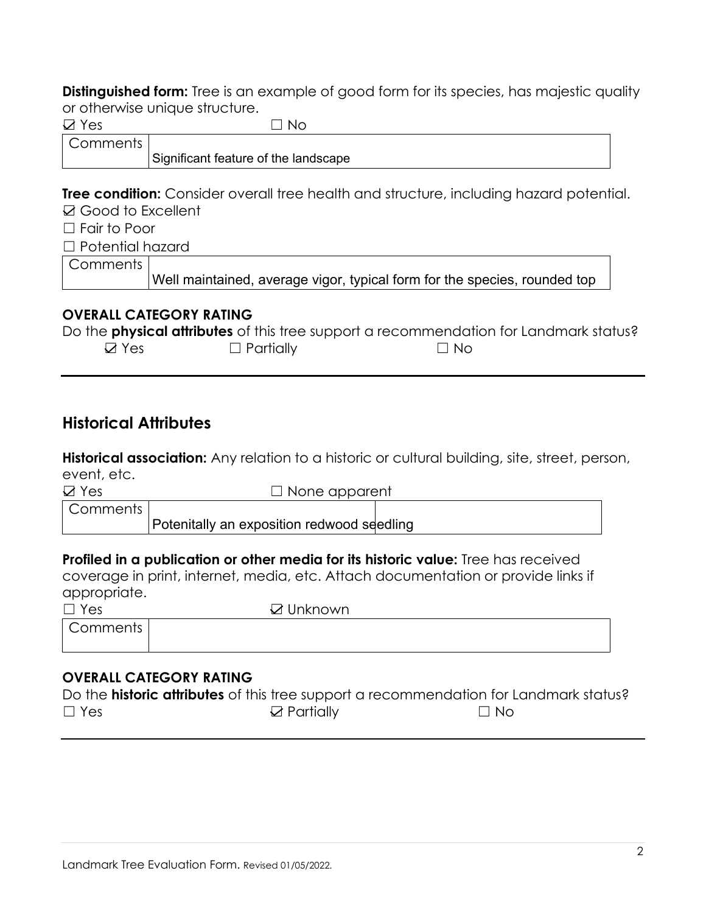**Distinguished form:** Tree is an example of good form for its species, has majestic quality or otherwise unique structure.

☑ Yes ☐ No

| Comments | Significant feature of the landscape |
|---|---|

**Tree condition:** Consider overall tree health and structure, including hazard potential.

☑ Good to Excellent

☐ Fair to Poor

☐ Potential hazard

| Comments | Well maintained, average vigor, typical form for the species, rounded top |
|---|---|

### OVERALL CATEGORY RATING

Do the **physical attributes** of this tree support a recommendation for Landmark status?

☑ Yes ☐ Partially ☐ No

## Historical Attributes

**Historical association:** Any relation to a historic or cultural building, site, street, person, event, etc.

☑ Yes ☐ None apparent

| Comments | Potenitally an exposition redwood seedling |
|---|---|

**Profiled in a publication or other media for its historic value:** Tree has received coverage in print, internet, media, etc. Attach documentation or provide links if appropriate.

☐ Yes ☑ Unknown

| Comments | |
|---|---|

### OVERALL CATEGORY RATING

Do the **historic attributes** of this tree support a recommendation for Landmark status?

☐ Yes ☑ Partially ☐ No

Landmark Tree Evaluation Form. Revised 01/05/2022.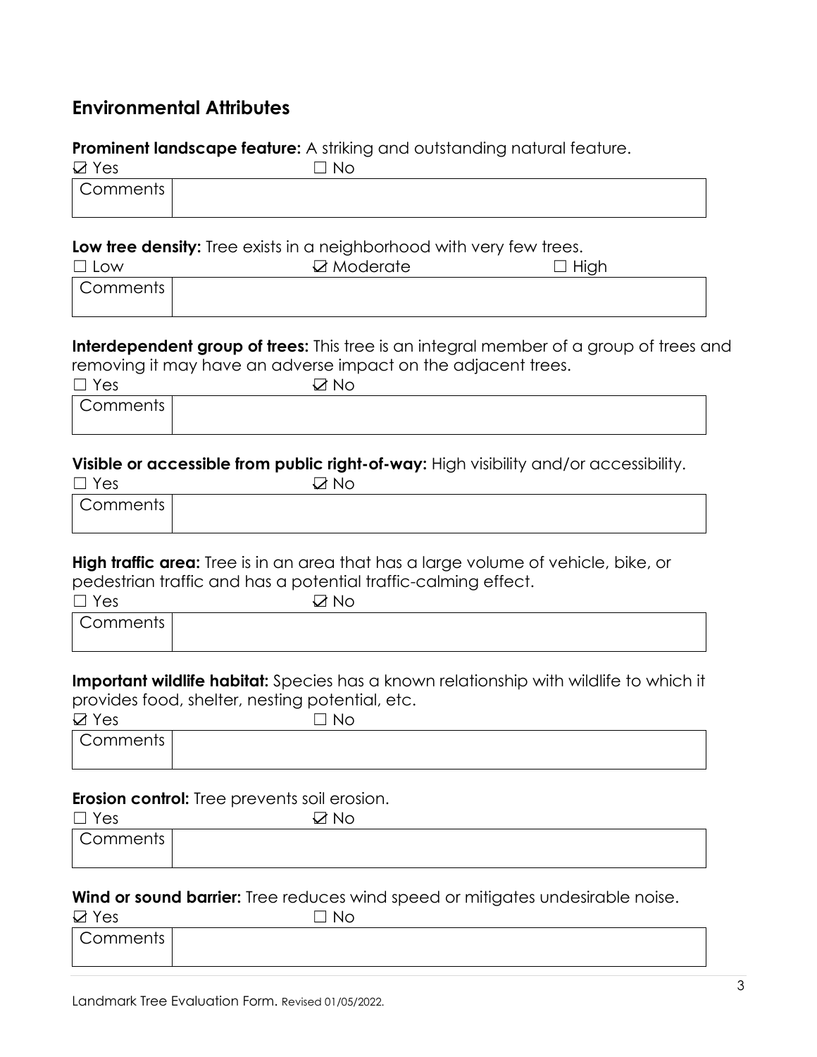## Environmental Attributes

**Prominent landscape feature:** A striking and outstanding natural feature.

☑ Yes ☐ No

| Comments | |
|---|---|

**Low tree density:** Tree exists in a neighborhood with very few trees.

☐ Low ☑ Moderate ☐ High

| Comments | |
|---|---|

**Interdependent group of trees:** This tree is an integral member of a group of trees and removing it may have an adverse impact on the adjacent trees.

☐ Yes ☑ No

| Comments | |
|---|---|

**Visible or accessible from public right-of-way:** High visibility and/or accessibility.

☐ Yes ☑ No

| Comments | |
|---|---|

**High traffic area:** Tree is in an area that has a large volume of vehicle, bike, or pedestrian traffic and has a potential traffic-calming effect.

☐ Yes ☑ No

| Comments | |
|---|---|

**Important wildlife habitat:** Species has a known relationship with wildlife to which it provides food, shelter, nesting potential, etc.

☑ Yes ☐ No

| Comments | |
|---|---|

**Erosion control:** Tree prevents soil erosion.

☐ Yes ☑ No

| Comments | |
|---|---|

**Wind or sound barrier:** Tree reduces wind speed or mitigates undesirable noise.

☑ Yes ☐ No

| Comments | |
|---|---|

Landmark Tree Evaluation Form. Revised 01/05/2022.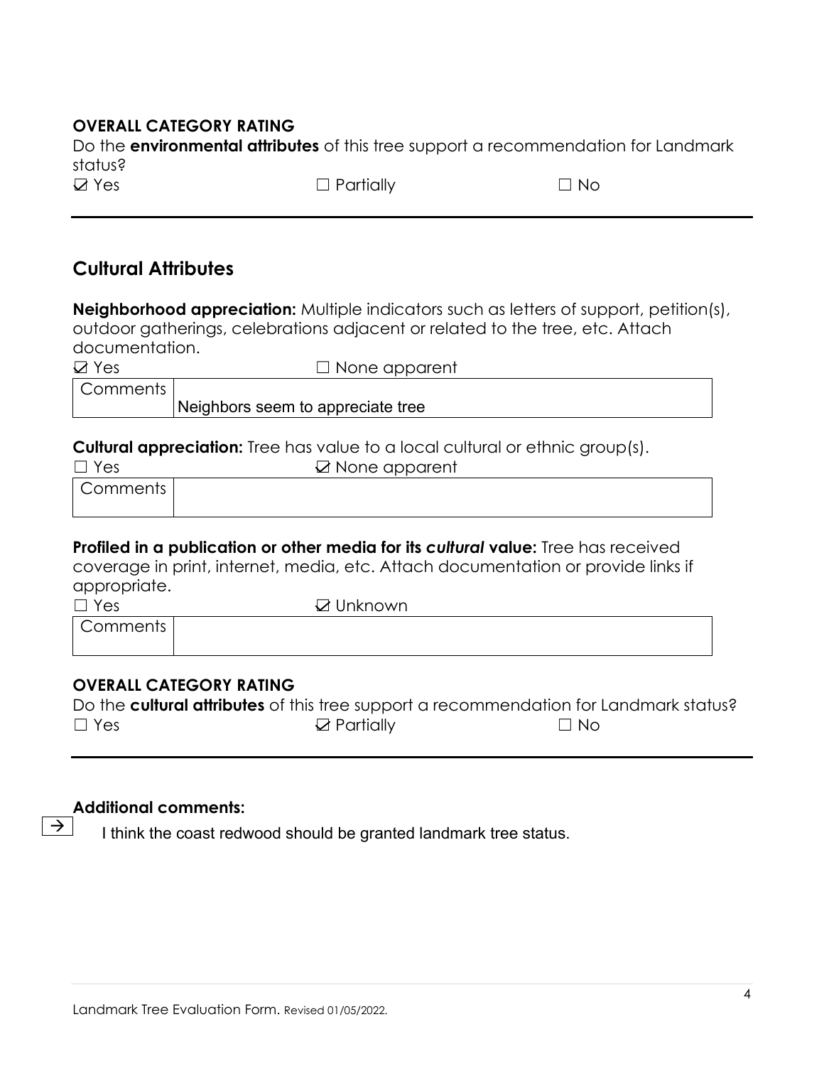**OVERALL CATEGORY RATING**

Do the **environmental attributes** of this tree support a recommendation for Landmark status?

☑ Yes ☐ Partially ☐ No

---

## Cultural Attributes

**Neighborhood appreciation:** Multiple indicators such as letters of support, petition(s), outdoor gatherings, celebrations adjacent or related to the tree, etc. Attach documentation.

☑ Yes ☐ None apparent

| | |
|---|---|
| Comments | Neighbors seem to appreciate tree |

**Cultural appreciation:** Tree has value to a local cultural or ethnic group(s).

☐ Yes ☑ None apparent

| | |
|---|---|
| Comments | |

**Profiled in a publication or other media for its *cultural* value:** Tree has received coverage in print, internet, media, etc. Attach documentation or provide links if appropriate.

☐ Yes ☑ Unknown

| | |
|---|---|
| Comments | |

**OVERALL CATEGORY RATING**

Do the **cultural attributes** of this tree support a recommendation for Landmark status?

☐ Yes ☑ Partially ☐ No

---

**Additional comments:**

I think the coast redwood should be granted landmark tree status.

Landmark Tree Evaluation Form. Revised 01/05/2022.